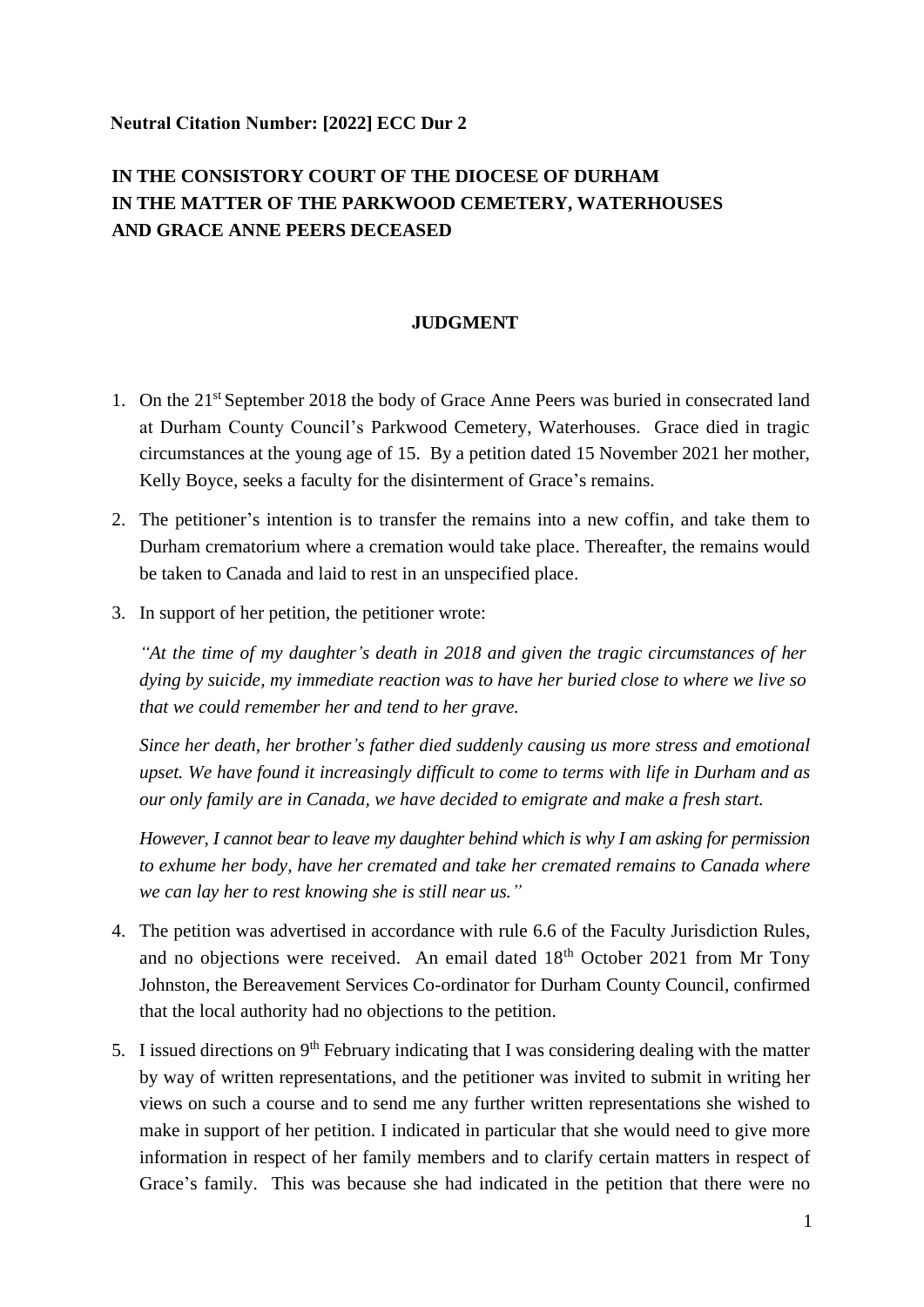**Neutral Citation Number: [2022] ECC Dur 2**

**IN THE CONSISTORY COURT OF THE DIOCESE OF DURHAM**
**IN THE MATTER OF THE PARKWOOD CEMETERY, WATERHOUSES**
**AND GRACE ANNE PEERS DECEASED**

**JUDGMENT**

1. On the 21st September 2018 the body of Grace Anne Peers was buried in consecrated land at Durham County Council's Parkwood Cemetery, Waterhouses. Grace died in tragic circumstances at the young age of 15. By a petition dated 15 November 2021 her mother, Kelly Boyce, seeks a faculty for the disinterment of Grace's remains.

2. The petitioner's intention is to transfer the remains into a new coffin, and take them to Durham crematorium where a cremation would take place. Thereafter, the remains would be taken to Canada and laid to rest in an unspecified place.

3. In support of her petition, the petitioner wrote:

   *"At the time of my daughter's death in 2018 and given the tragic circumstances of her dying by suicide, my immediate reaction was to have her buried close to where we live so that we could remember her and tend to her grave.*

   *Since her death, her brother's father died suddenly causing us more stress and emotional upset. We have found it increasingly difficult to come to terms with life in Durham and as our only family are in Canada, we have decided to emigrate and make a fresh start.*

   *However, I cannot bear to leave my daughter behind which is why I am asking for permission to exhume her body, have her cremated and take her cremated remains to Canada where we can lay her to rest knowing she is still near us."*

4. The petition was advertised in accordance with rule 6.6 of the Faculty Jurisdiction Rules, and no objections were received. An email dated 18th October 2021 from Mr Tony Johnston, the Bereavement Services Co-ordinator for Durham County Council, confirmed that the local authority had no objections to the petition.

5. I issued directions on 9th February indicating that I was considering dealing with the matter by way of written representations, and the petitioner was invited to submit in writing her views on such a course and to send me any further written representations she wished to make in support of her petition. I indicated in particular that she would need to give more information in respect of her family members and to clarify certain matters in respect of Grace's family. This was because she had indicated in the petition that there were no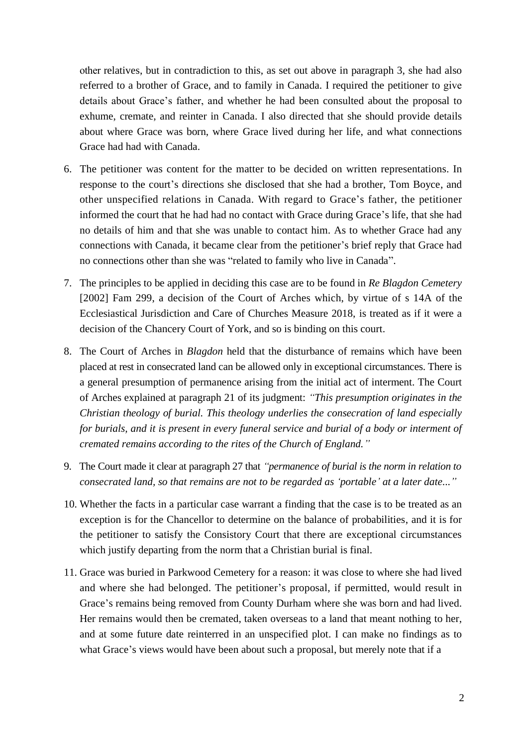other relatives, but in contradiction to this, as set out above in paragraph 3, she had also referred to a brother of Grace, and to family in Canada. I required the petitioner to give details about Grace's father, and whether he had been consulted about the proposal to exhume, cremate, and reinter in Canada. I also directed that she should provide details about where Grace was born, where Grace lived during her life, and what connections Grace had had with Canada.

6. The petitioner was content for the matter to be decided on written representations. In response to the court's directions she disclosed that she had a brother, Tom Boyce, and other unspecified relations in Canada. With regard to Grace's father, the petitioner informed the court that he had had no contact with Grace during Grace's life, that she had no details of him and that she was unable to contact him. As to whether Grace had any connections with Canada, it became clear from the petitioner's brief reply that Grace had no connections other than she was "related to family who live in Canada".

7. The principles to be applied in deciding this case are to be found in *Re Blagdon Cemetery* [2002] Fam 299, a decision of the Court of Arches which, by virtue of s 14A of the Ecclesiastical Jurisdiction and Care of Churches Measure 2018, is treated as if it were a decision of the Chancery Court of York, and so is binding on this court.

8. The Court of Arches in *Blagdon* held that the disturbance of remains which have been placed at rest in consecrated land can be allowed only in exceptional circumstances. There is a general presumption of permanence arising from the initial act of interment. The Court of Arches explained at paragraph 21 of its judgment: *"This presumption originates in the Christian theology of burial. This theology underlies the consecration of land especially for burials, and it is present in every funeral service and burial of a body or interment of cremated remains according to the rites of the Church of England."*

9. The Court made it clear at paragraph 27 that *"permanence of burial is the norm in relation to consecrated land, so that remains are not to be regarded as 'portable' at a later date..."*

10. Whether the facts in a particular case warrant a finding that the case is to be treated as an exception is for the Chancellor to determine on the balance of probabilities, and it is for the petitioner to satisfy the Consistory Court that there are exceptional circumstances which justify departing from the norm that a Christian burial is final.

11. Grace was buried in Parkwood Cemetery for a reason: it was close to where she had lived and where she had belonged. The petitioner's proposal, if permitted, would result in Grace's remains being removed from County Durham where she was born and had lived. Her remains would then be cremated, taken overseas to a land that meant nothing to her, and at some future date reinterred in an unspecified plot. I can make no findings as to what Grace's views would have been about such a proposal, but merely note that if a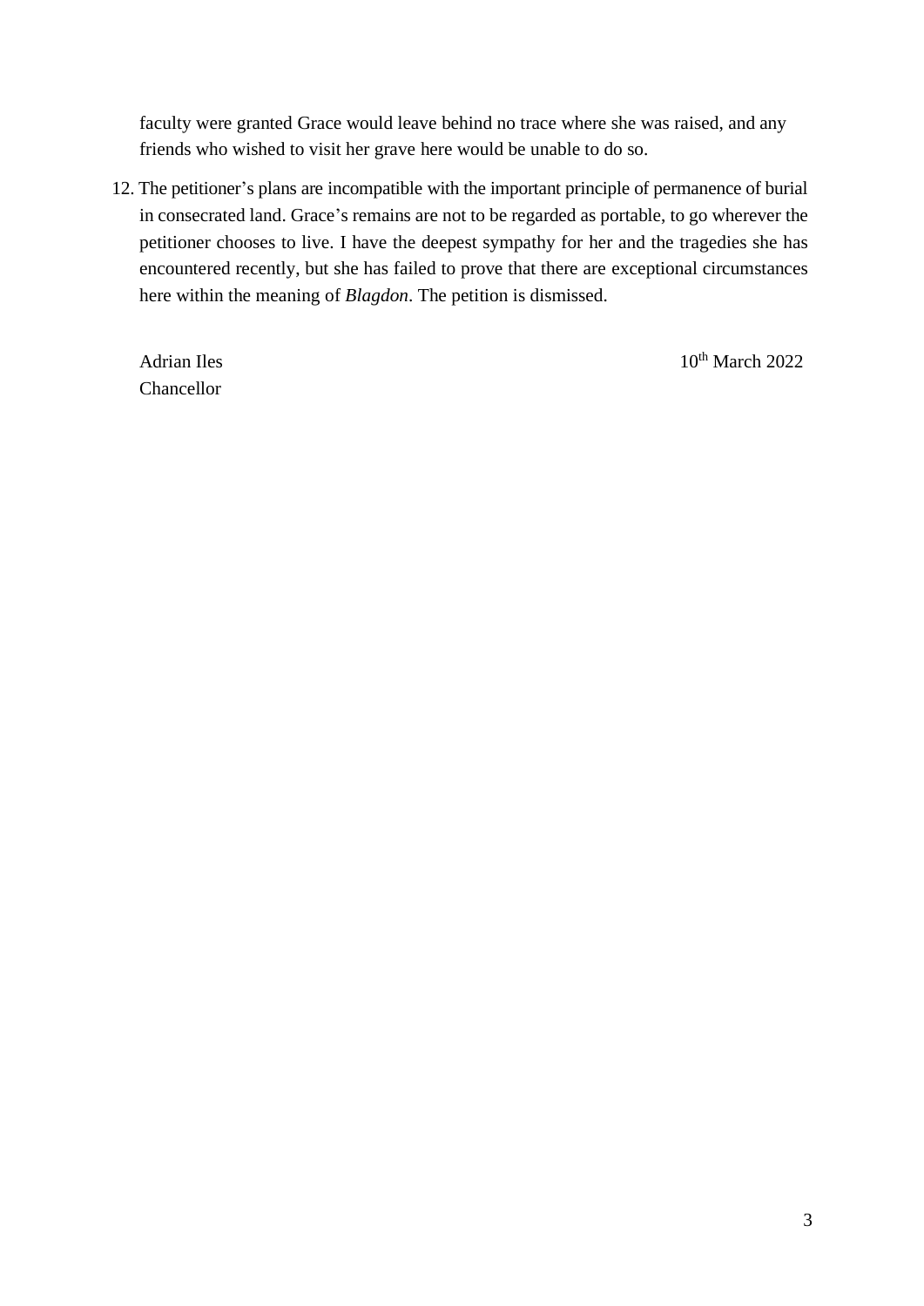faculty were granted Grace would leave behind no trace where she was raised, and any friends who wished to visit her grave here would be unable to do so.

12. The petitioner's plans are incompatible with the important principle of permanence of burial in consecrated land. Grace's remains are not to be regarded as portable, to go wherever the petitioner chooses to live. I have the deepest sympathy for her and the tragedies she has encountered recently, but she has failed to prove that there are exceptional circumstances here within the meaning of *Blagdon*. The petition is dismissed.

Adrian Iles
Chancellor

10th March 2022